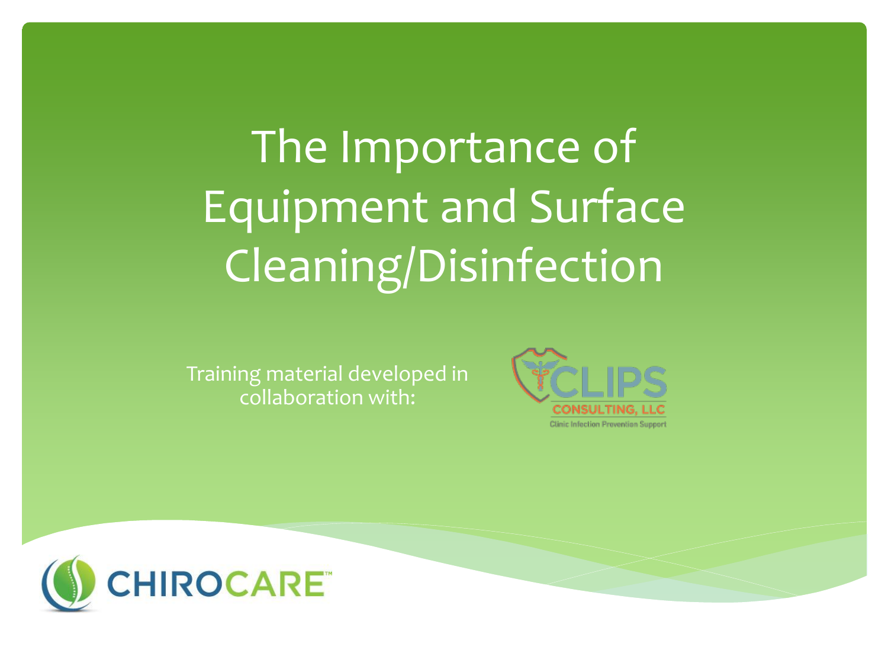# The Importance of Equipment and Surface Cleaning/Disinfection

Training material developed in collaboration with:

CLIPS CONSULTING, LLC
Clinic Infection Prevention Support

CHIROCARE™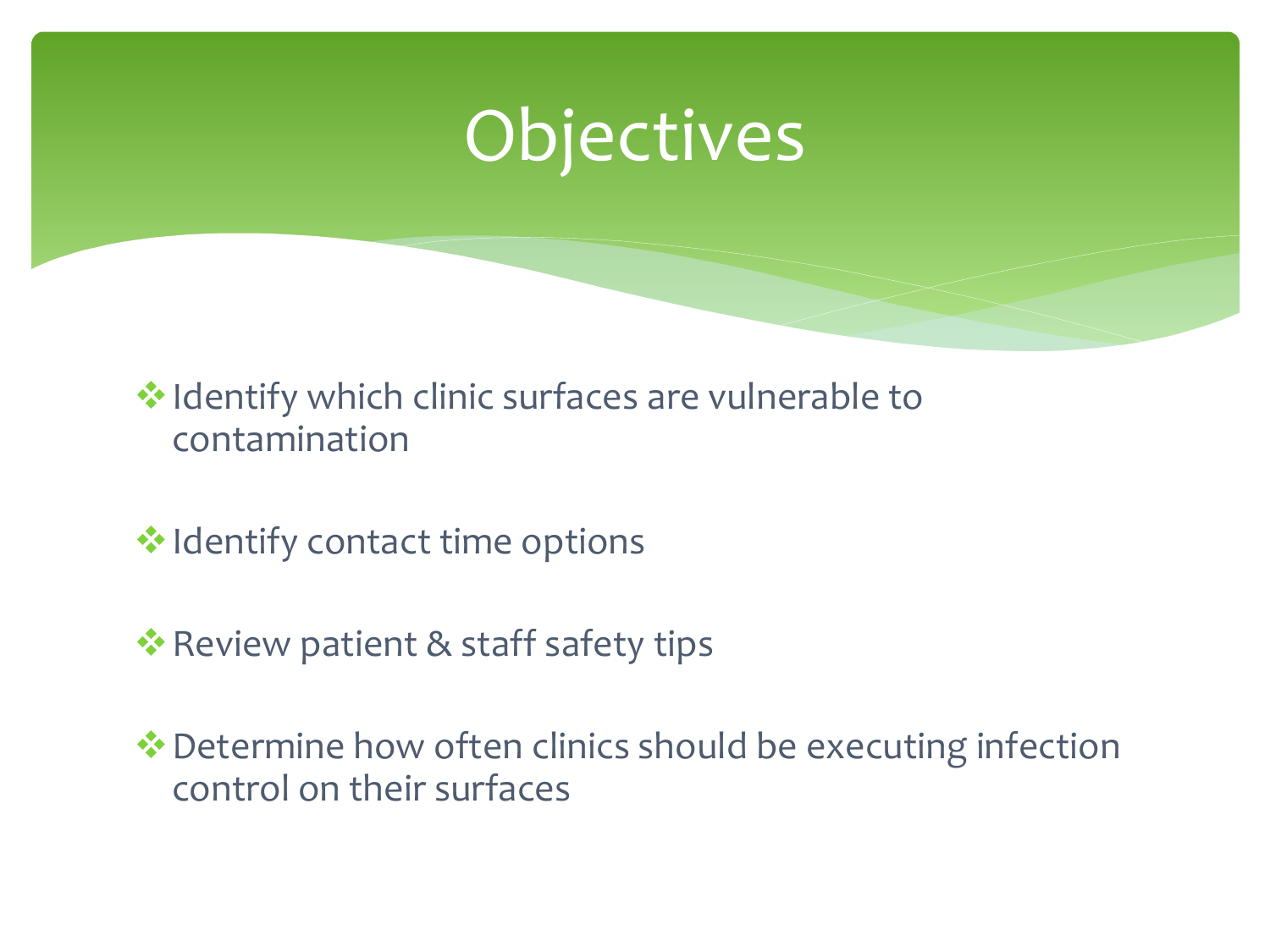# Objectives

- Identify which clinic surfaces are vulnerable to contamination
- Identify contact time options
- Review patient & staff safety tips
- Determine how often clinics should be executing infection control on their surfaces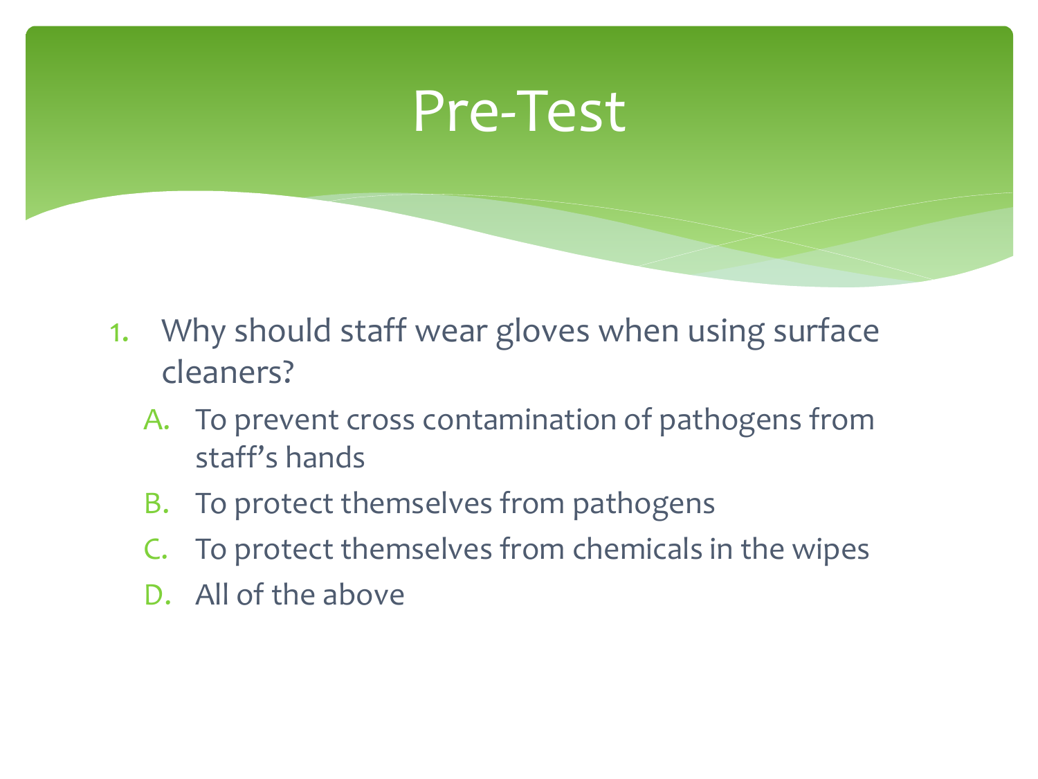# Pre-Test

1. Why should staff wear gloves when using surface cleaners?
   A. To prevent cross contamination of pathogens from staff's hands
   B. To protect themselves from pathogens
   C. To protect themselves from chemicals in the wipes
   D. All of the above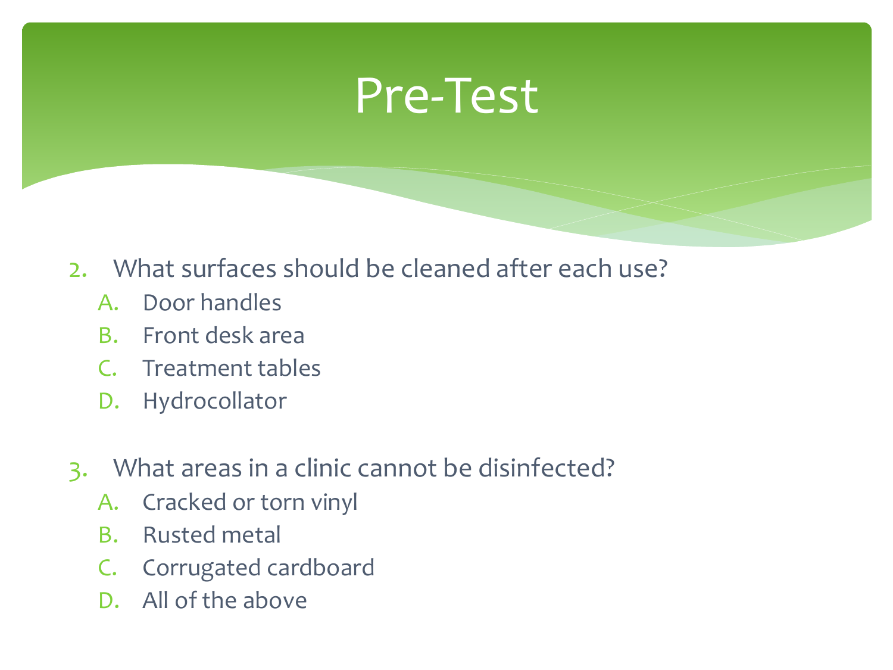# Pre-Test

2. What surfaces should be cleaned after each use?
   A. Door handles
   B. Front desk area
   C. Treatment tables
   D. Hydrocollator

3. What areas in a clinic cannot be disinfected?
   A. Cracked or torn vinyl
   B. Rusted metal
   C. Corrugated cardboard
   D. All of the above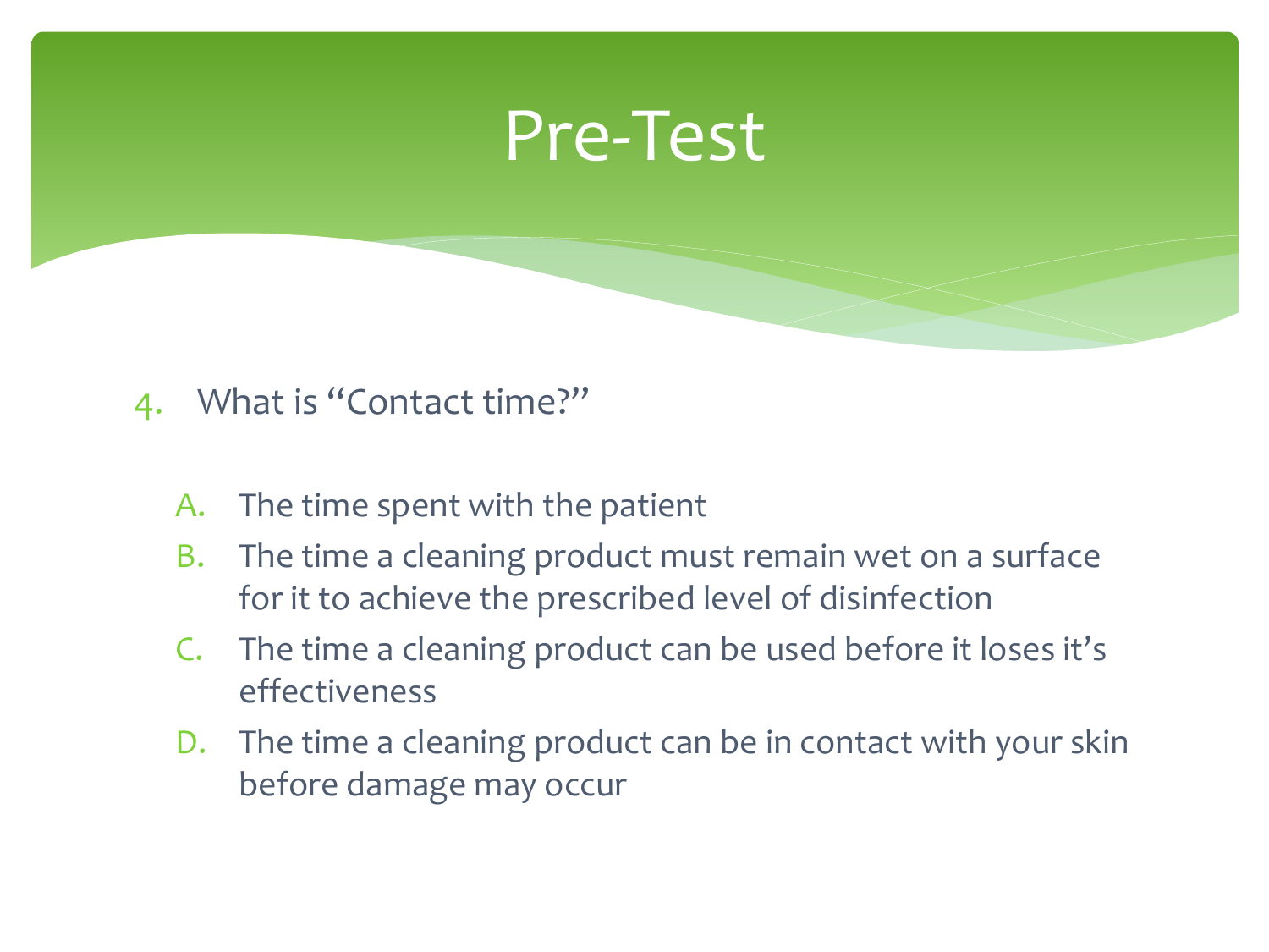# Pre-Test

4. What is “Contact time?”

   A. The time spent with the patient
   B. The time a cleaning product must remain wet on a surface for it to achieve the prescribed level of disinfection
   C. The time a cleaning product can be used before it loses it’s effectiveness
   D. The time a cleaning product can be in contact with your skin before damage may occur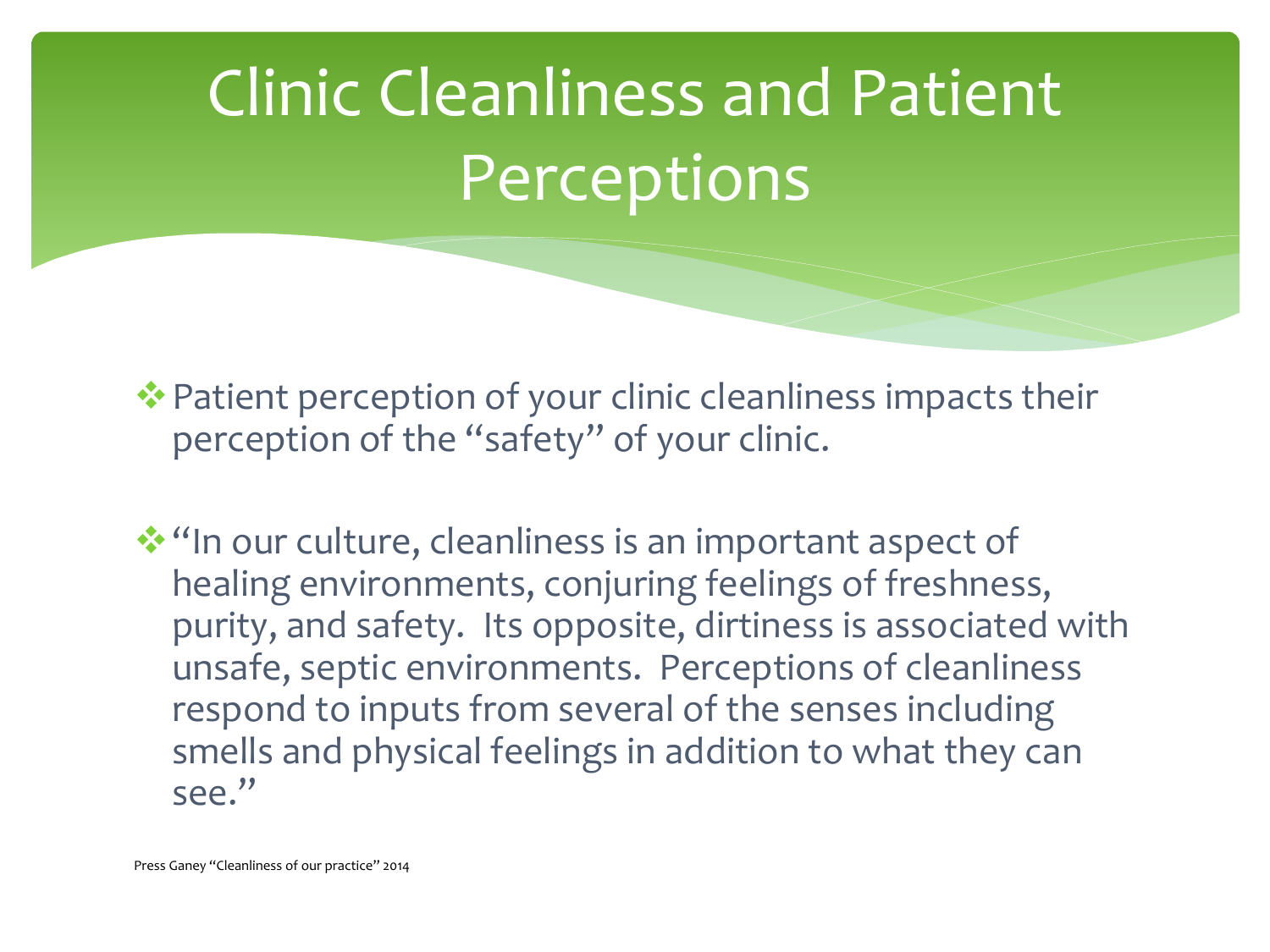# Clinic Cleanliness and Patient Perceptions

- Patient perception of your clinic cleanliness impacts their perception of the "safety" of your clinic.

- "In our culture, cleanliness is an important aspect of healing environments, conjuring feelings of freshness, purity, and safety. Its opposite, dirtiness is associated with unsafe, septic environments. Perceptions of cleanliness respond to inputs from several of the senses including smells and physical feelings in addition to what they can see."

Press Ganey "Cleanliness of our practice" 2014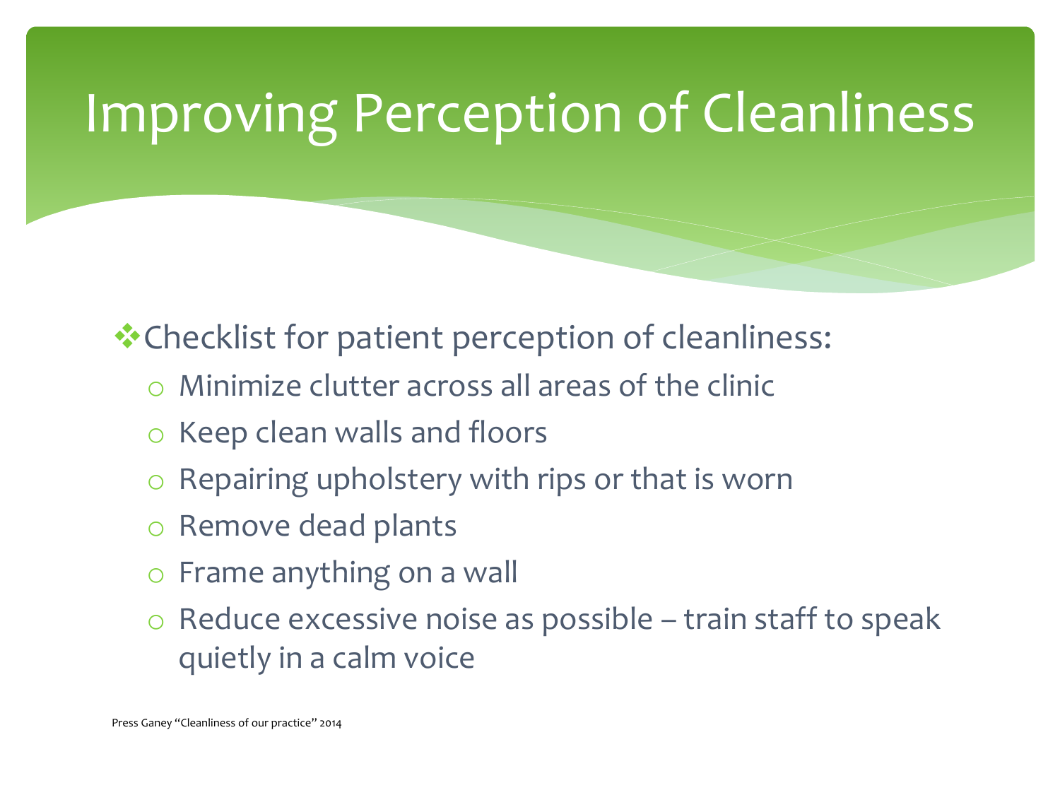# Improving Perception of Cleanliness

- Checklist for patient perception of cleanliness:
  - Minimize clutter across all areas of the clinic
  - Keep clean walls and floors
  - Repairing upholstery with rips or that is worn
  - Remove dead plants
  - Frame anything on a wall
  - Reduce excessive noise as possible – train staff to speak quietly in a calm voice

Press Ganey "Cleanliness of our practice" 2014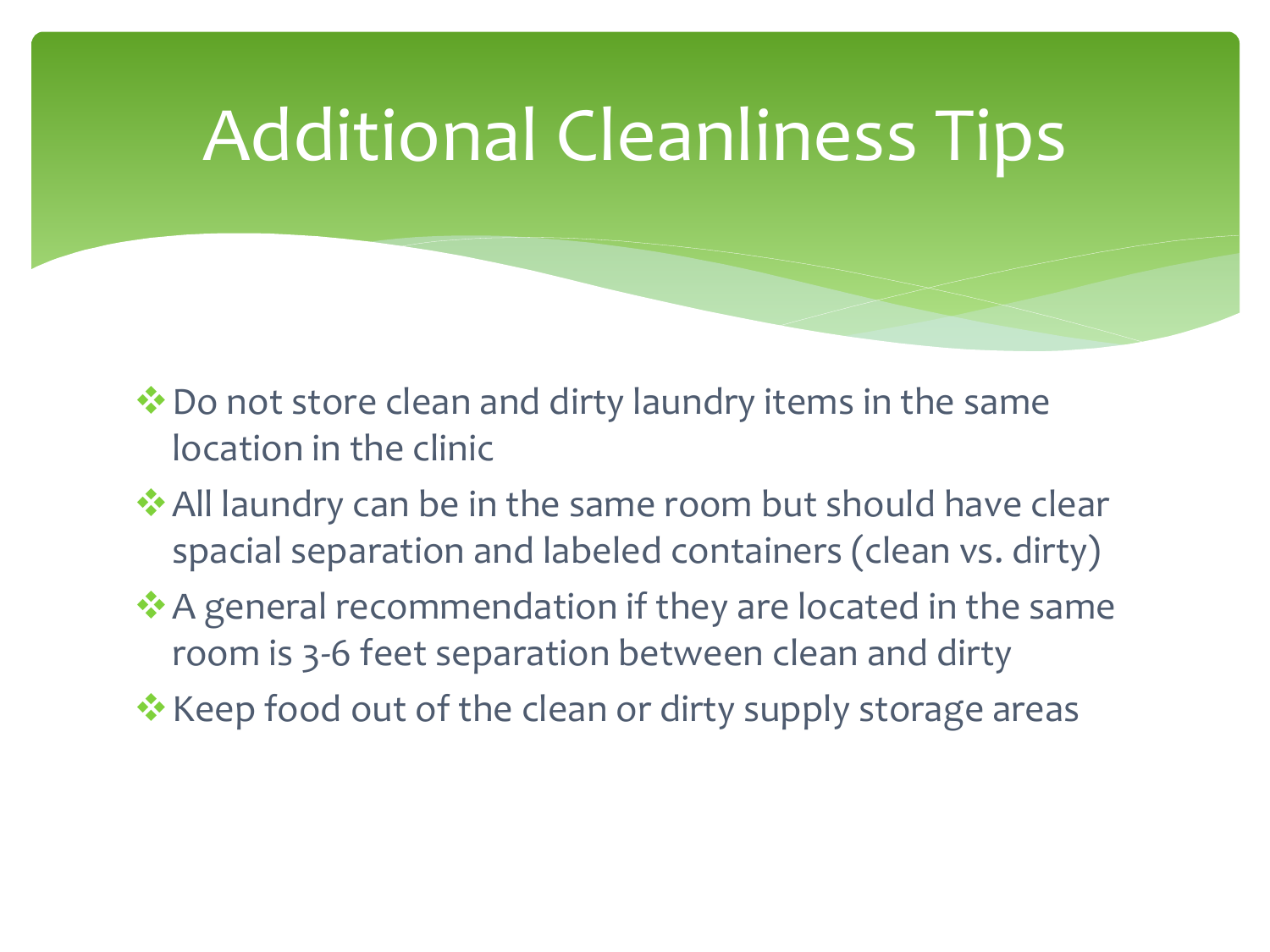# Additional Cleanliness Tips

- Do not store clean and dirty laundry items in the same location in the clinic
- All laundry can be in the same room but should have clear spacial separation and labeled containers (clean vs. dirty)
- A general recommendation if they are located in the same room is 3-6 feet separation between clean and dirty
- Keep food out of the clean or dirty supply storage areas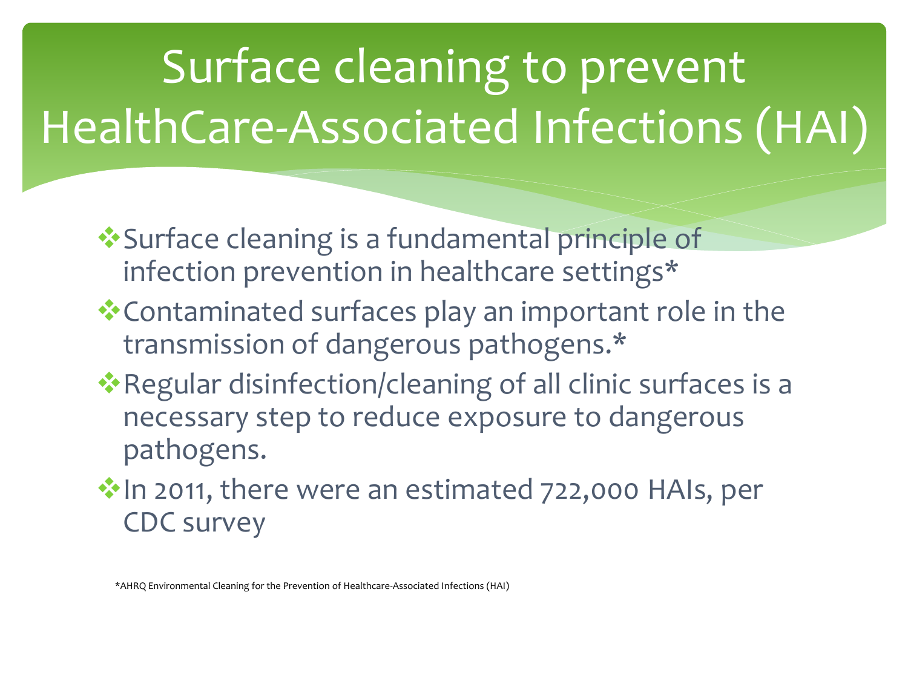# Surface cleaning to prevent HealthCare-Associated Infections (HAI)

- Surface cleaning is a fundamental principle of infection prevention in healthcare settings*
- Contaminated surfaces play an important role in the transmission of dangerous pathogens.*
- Regular disinfection/cleaning of all clinic surfaces is a necessary step to reduce exposure to dangerous pathogens.
- In 2011, there were an estimated 722,000 HAIs, per CDC survey

*AHRQ Environmental Cleaning for the Prevention of Healthcare-Associated Infections (HAI)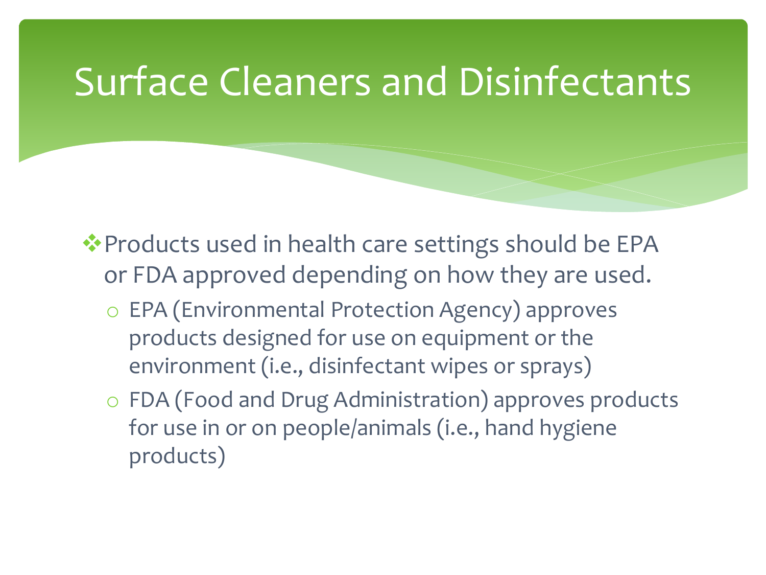# Surface Cleaners and Disinfectants

- Products used in health care settings should be EPA or FDA approved depending on how they are used.
  - EPA (Environmental Protection Agency) approves products designed for use on equipment or the environment (i.e., disinfectant wipes or sprays)
  - FDA (Food and Drug Administration) approves products for use in or on people/animals (i.e., hand hygiene products)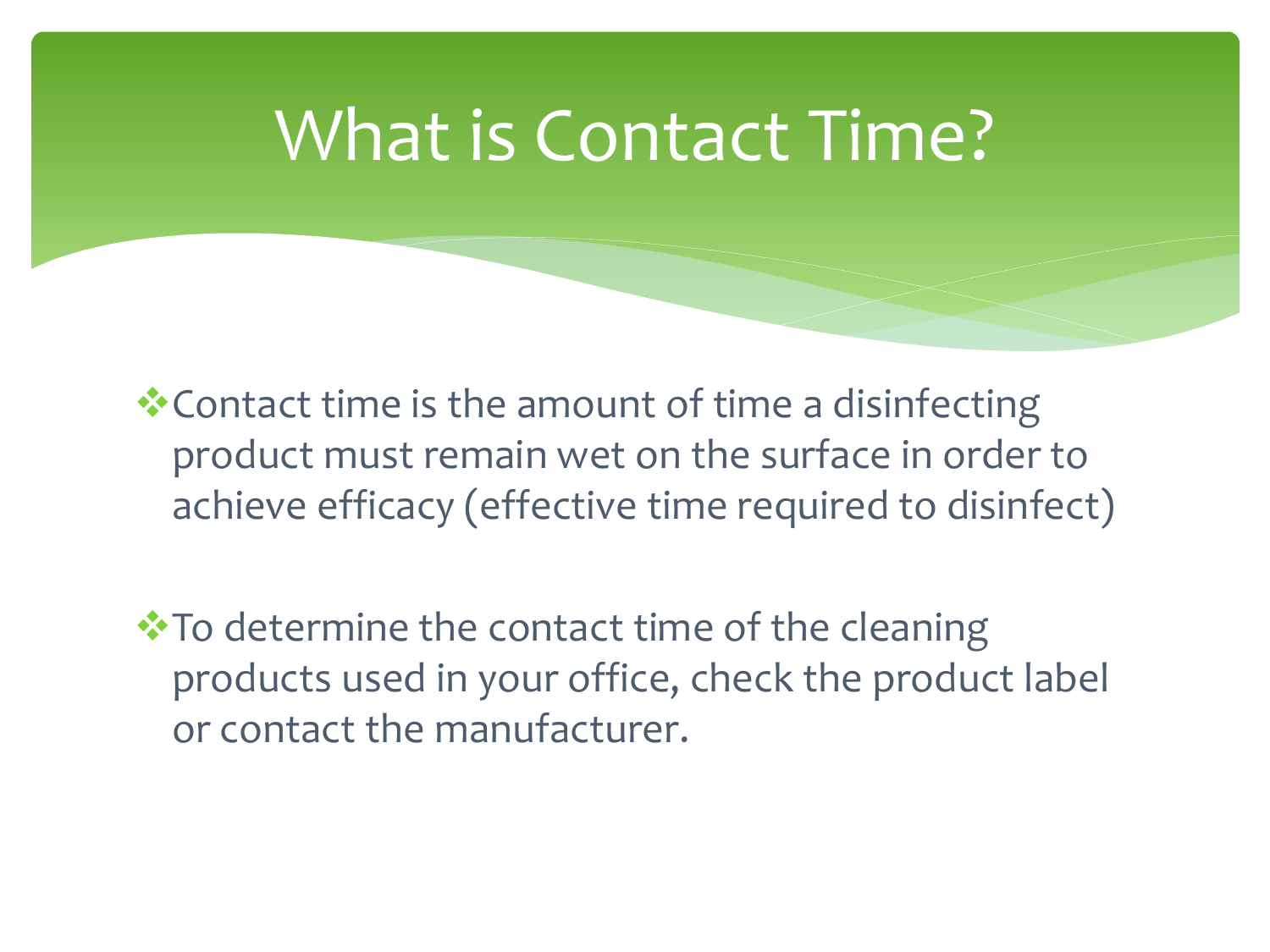# What is Contact Time?

- Contact time is the amount of time a disinfecting product must remain wet on the surface in order to achieve efficacy (effective time required to disinfect)

- To determine the contact time of the cleaning products used in your office, check the product label or contact the manufacturer.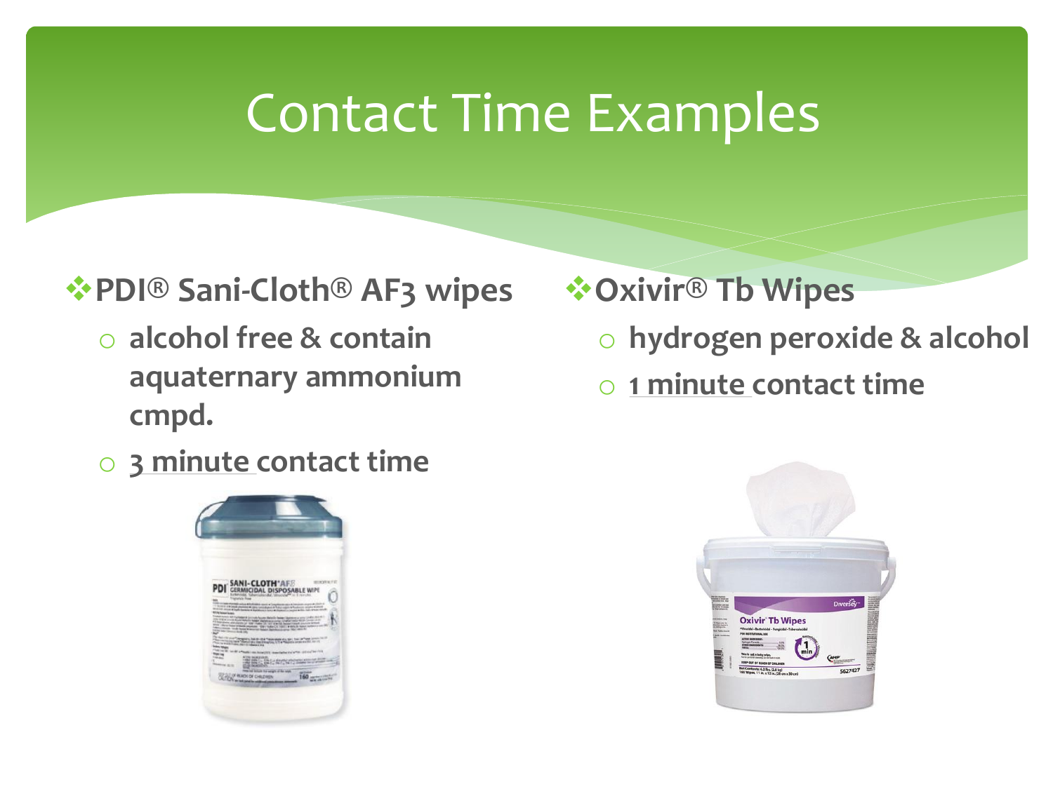# Contact Time Examples

- **PDI® Sani-Cloth® AF3 wipes**
  - **alcohol free & contain aquaternary ammonium cmpd.**
  - **3 minute contact time**

- **Oxivir® Tb Wipes**
  - **hydrogen peroxide & alcohol**
  - **1 minute contact time**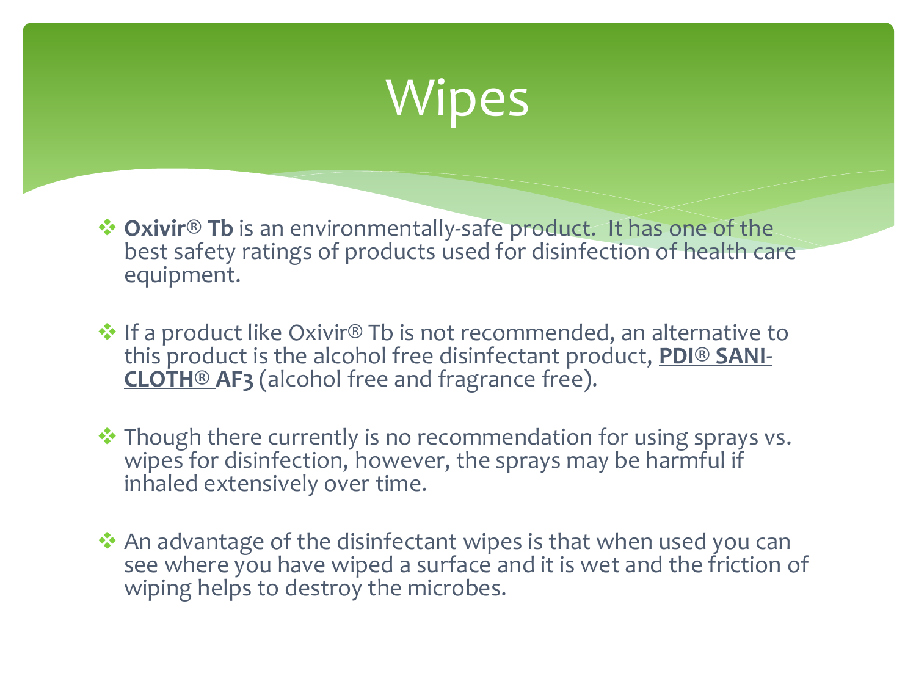# Wipes

- **Oxivir® Tb** is an environmentally-safe product. It has one of the best safety ratings of products used for disinfection of health care equipment.

- If a product like Oxivir® Tb is not recommended, an alternative to this product is the alcohol free disinfectant product, **PDI® SANI-CLOTH® AF3** (alcohol free and fragrance free).

- Though there currently is no recommendation for using sprays vs. wipes for disinfection, however, the sprays may be harmful if inhaled extensively over time.

- An advantage of the disinfectant wipes is that when used you can see where you have wiped a surface and it is wet and the friction of wiping helps to destroy the microbes.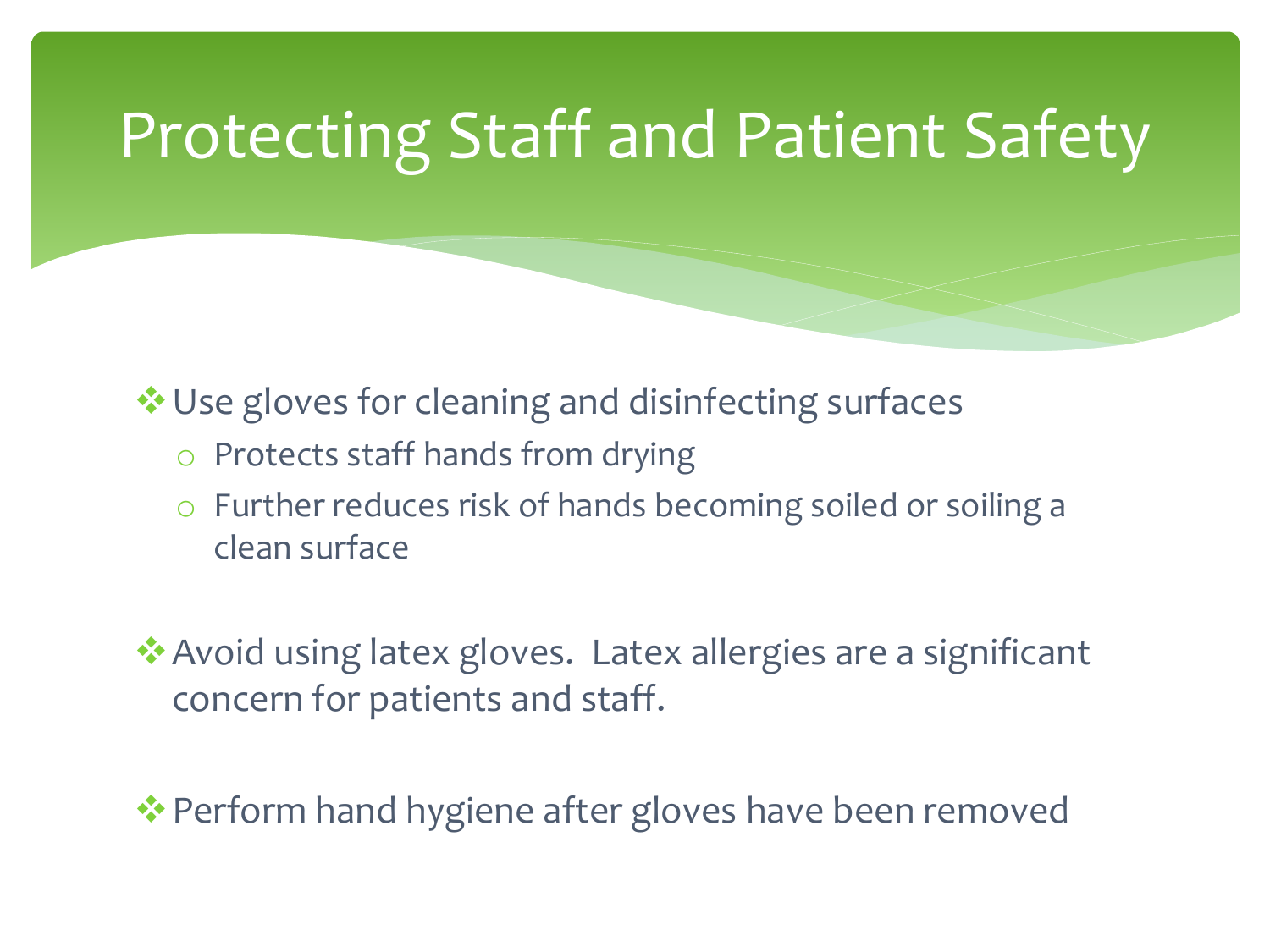# Protecting Staff and Patient Safety

- Use gloves for cleaning and disinfecting surfaces
  - Protects staff hands from drying
  - Further reduces risk of hands becoming soiled or soiling a clean surface

- Avoid using latex gloves.  Latex allergies are a significant concern for patients and staff.

- Perform hand hygiene after gloves have been removed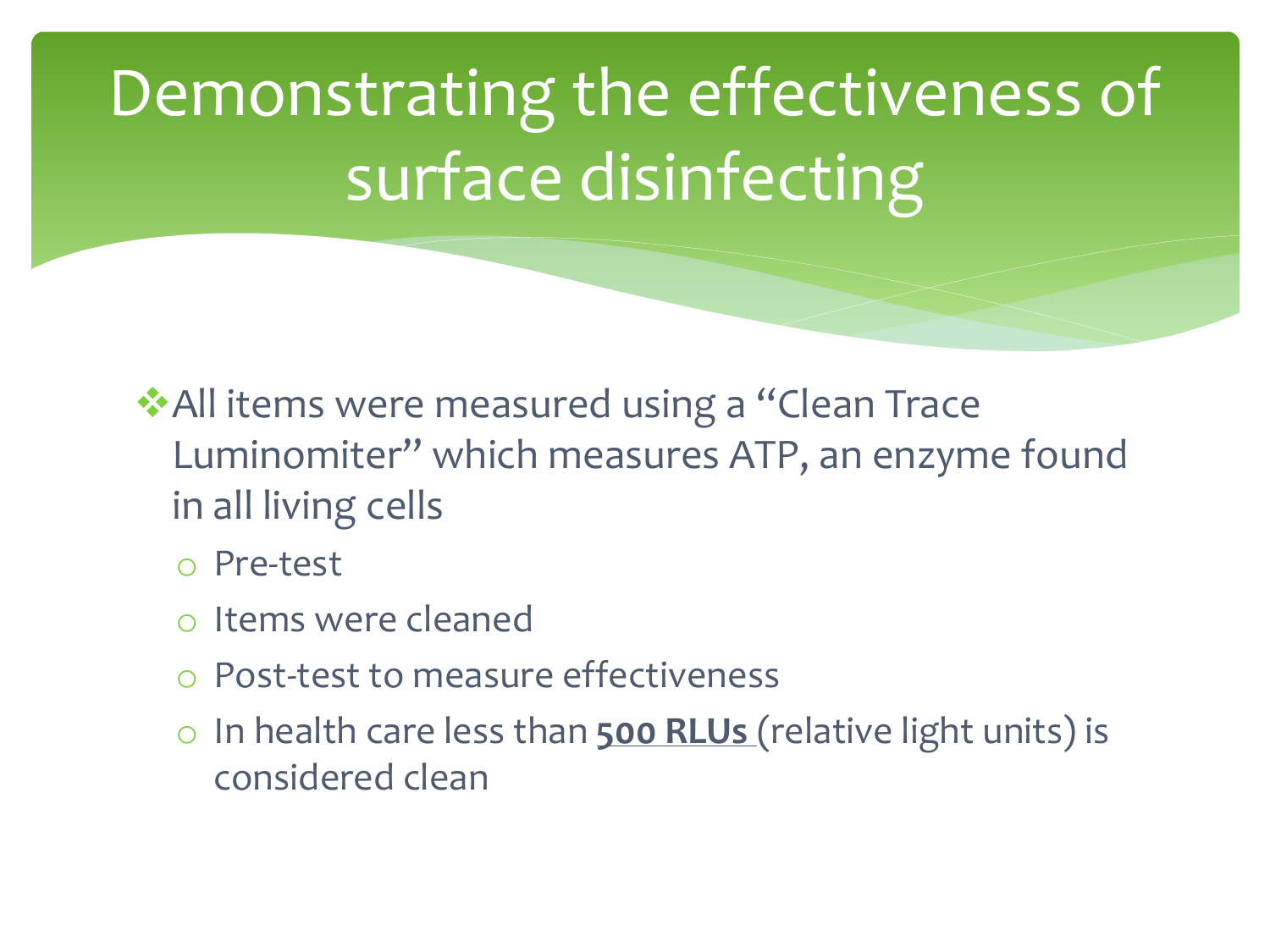# Demonstrating the effectiveness of surface disinfecting

- All items were measured using a "Clean Trace Luminomiter" which measures ATP, an enzyme found in all living cells
  - Pre-test
  - Items were cleaned
  - Post-test to measure effectiveness
  - In health care less than **500 RLUs** (relative light units) is considered clean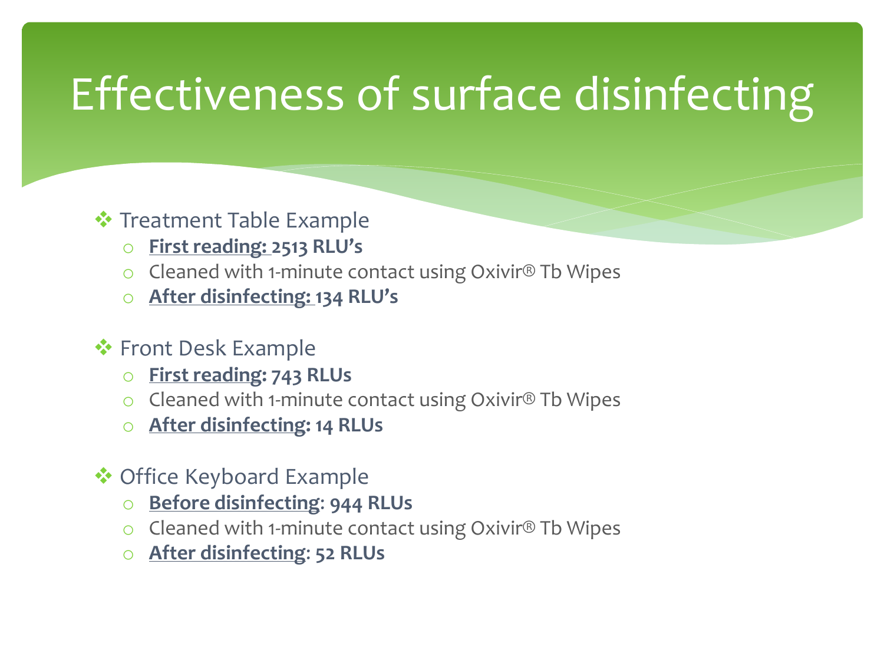# Effectiveness of surface disinfecting

- Treatment Table Example
  - **First reading: 2513 RLU's**
  - Cleaned with 1-minute contact using Oxivir® Tb Wipes
  - **After disinfecting: 134 RLU's**
- Front Desk Example
  - **First reading: 743 RLUs**
  - Cleaned with 1-minute contact using Oxivir® Tb Wipes
  - **After disinfecting: 14 RLUs**
- Office Keyboard Example
  - **Before disinfecting: 944 RLUs**
  - Cleaned with 1-minute contact using Oxivir® Tb Wipes
  - **After disinfecting: 52 RLUs**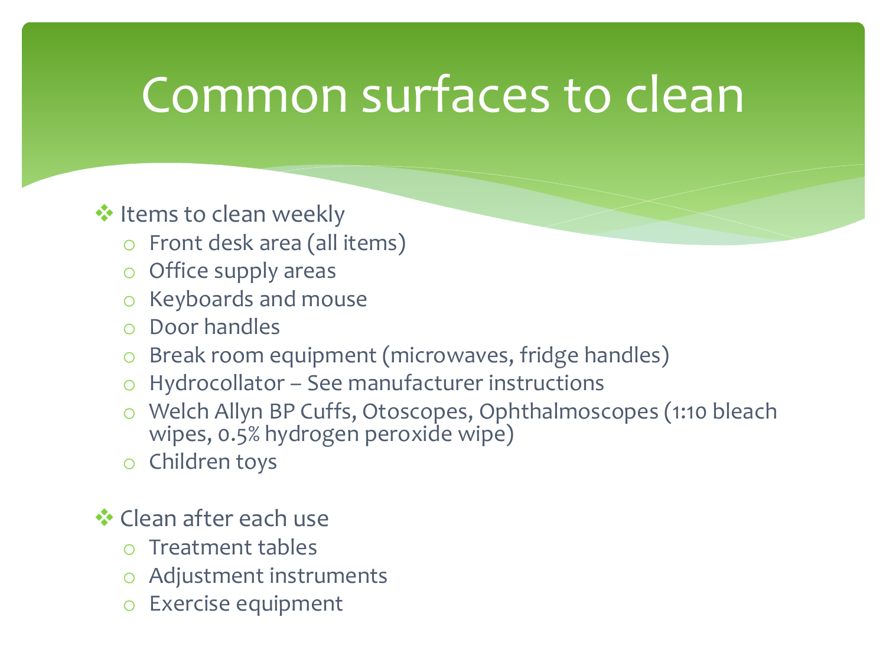# Common surfaces to clean

- Items to clean weekly
  - Front desk area (all items)
  - Office supply areas
  - Keyboards and mouse
  - Door handles
  - Break room equipment (microwaves, fridge handles)
  - Hydrocollator – See manufacturer instructions
  - Welch Allyn BP Cuffs, Otoscopes, Ophthalmoscopes (1:10 bleach wipes, 0.5% hydrogen peroxide wipe)
  - Children toys

- Clean after each use
  - Treatment tables
  - Adjustment instruments
  - Exercise equipment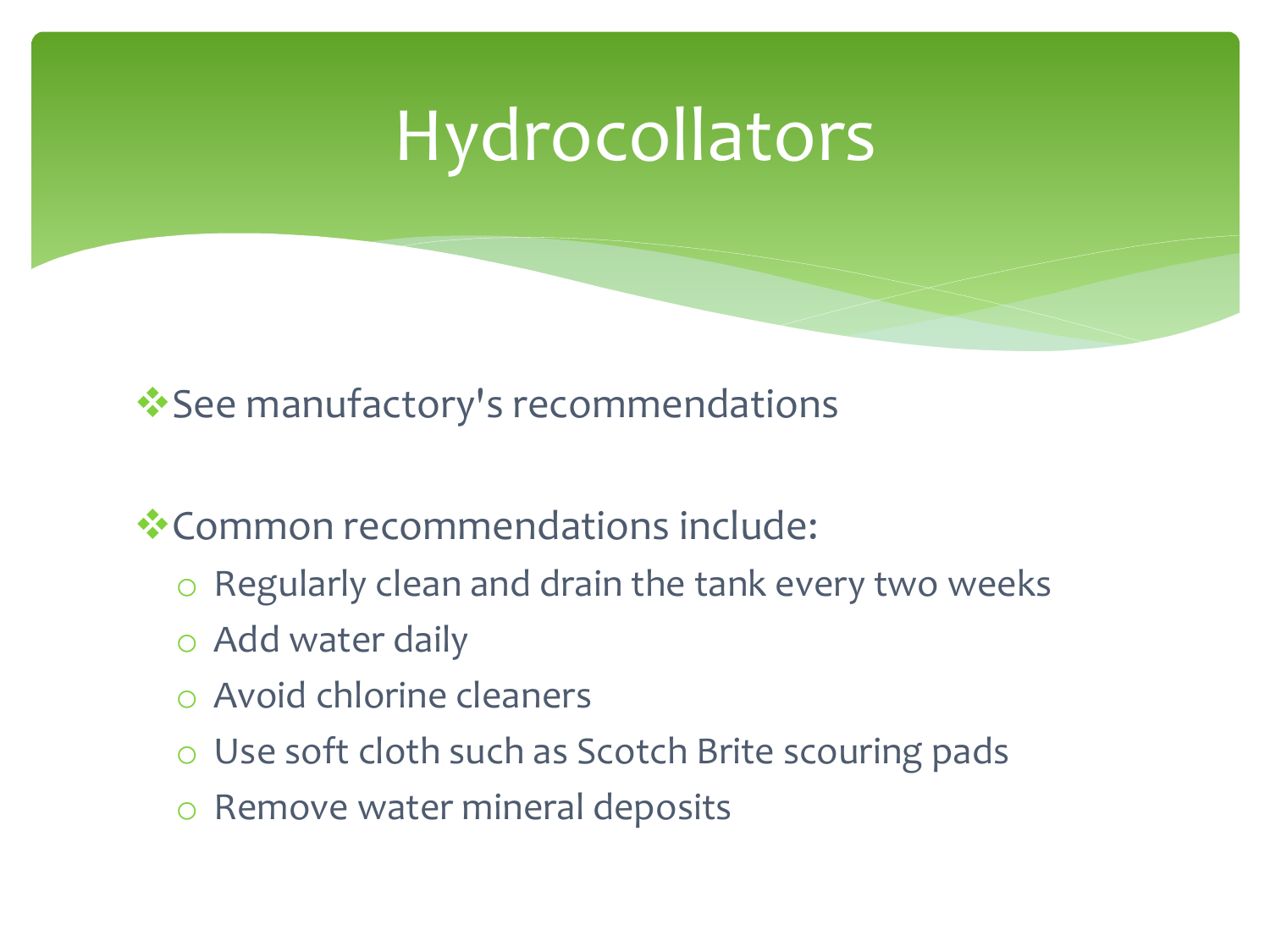# Hydrocollators

- See manufactory's recommendations

- Common recommendations include:
  - Regularly clean and drain the tank every two weeks
  - Add water daily
  - Avoid chlorine cleaners
  - Use soft cloth such as Scotch Brite scouring pads
  - Remove water mineral deposits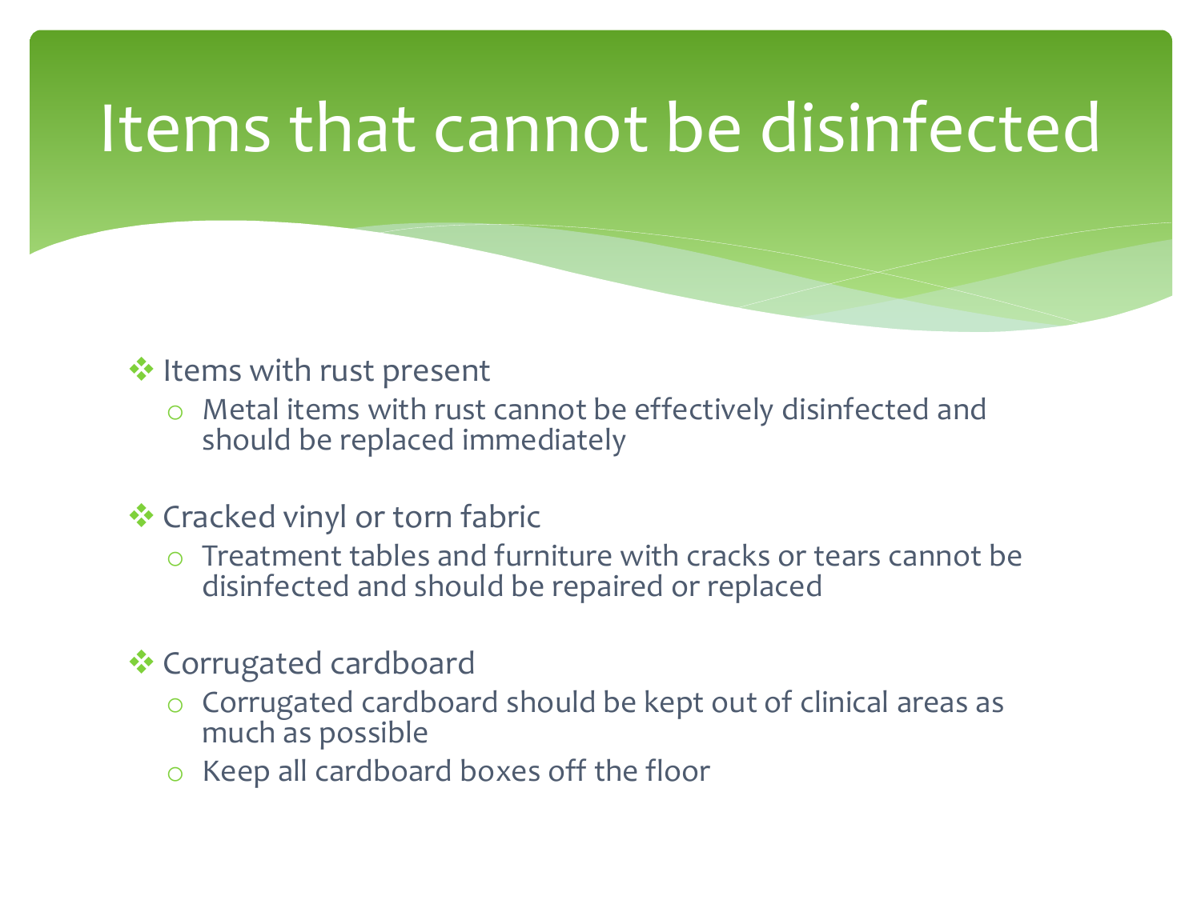# Items that cannot be disinfected

- Items with rust present
  - Metal items with rust cannot be effectively disinfected and should be replaced immediately
- Cracked vinyl or torn fabric
  - Treatment tables and furniture with cracks or tears cannot be disinfected and should be repaired or replaced
- Corrugated cardboard
  - Corrugated cardboard should be kept out of clinical areas as much as possible
  - Keep all cardboard boxes off the floor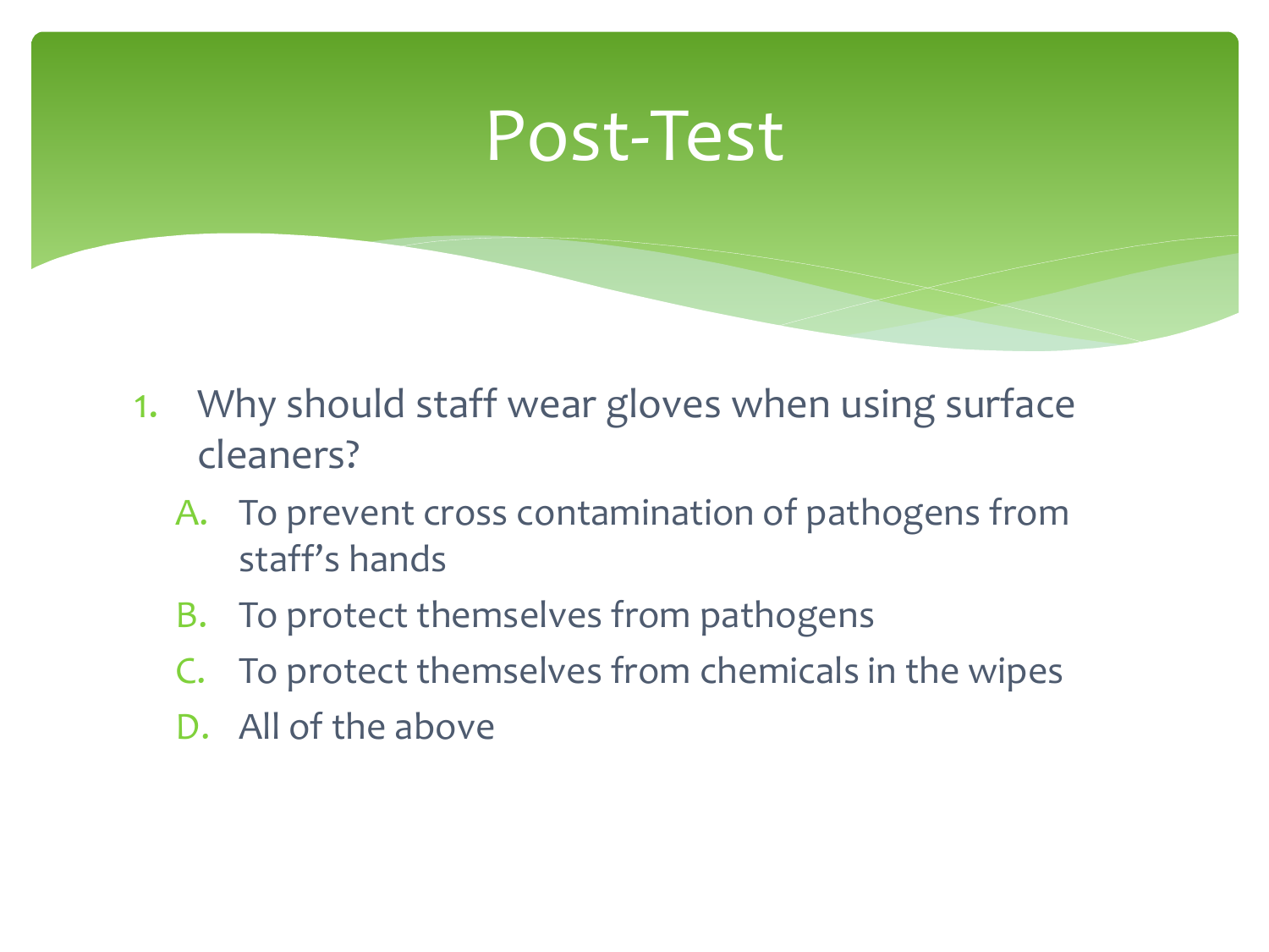# Post-Test

1. Why should staff wear gloves when using surface cleaners?
   A. To prevent cross contamination of pathogens from staff's hands
   B. To protect themselves from pathogens
   C. To protect themselves from chemicals in the wipes
   D. All of the above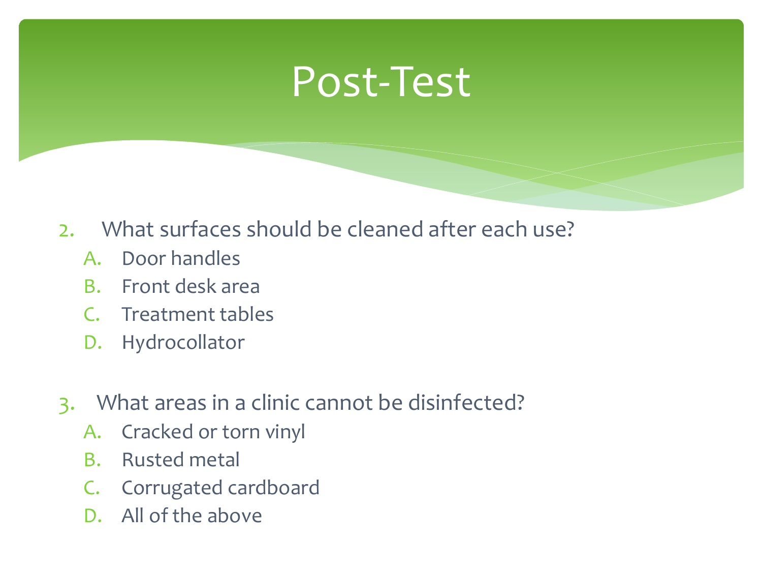# Post-Test

2. What surfaces should be cleaned after each use?
   - A. Door handles
   - B. Front desk area
   - C. Treatment tables
   - D. Hydrocollator

3. What areas in a clinic cannot be disinfected?
   - A. Cracked or torn vinyl
   - B. Rusted metal
   - C. Corrugated cardboard
   - D. All of the above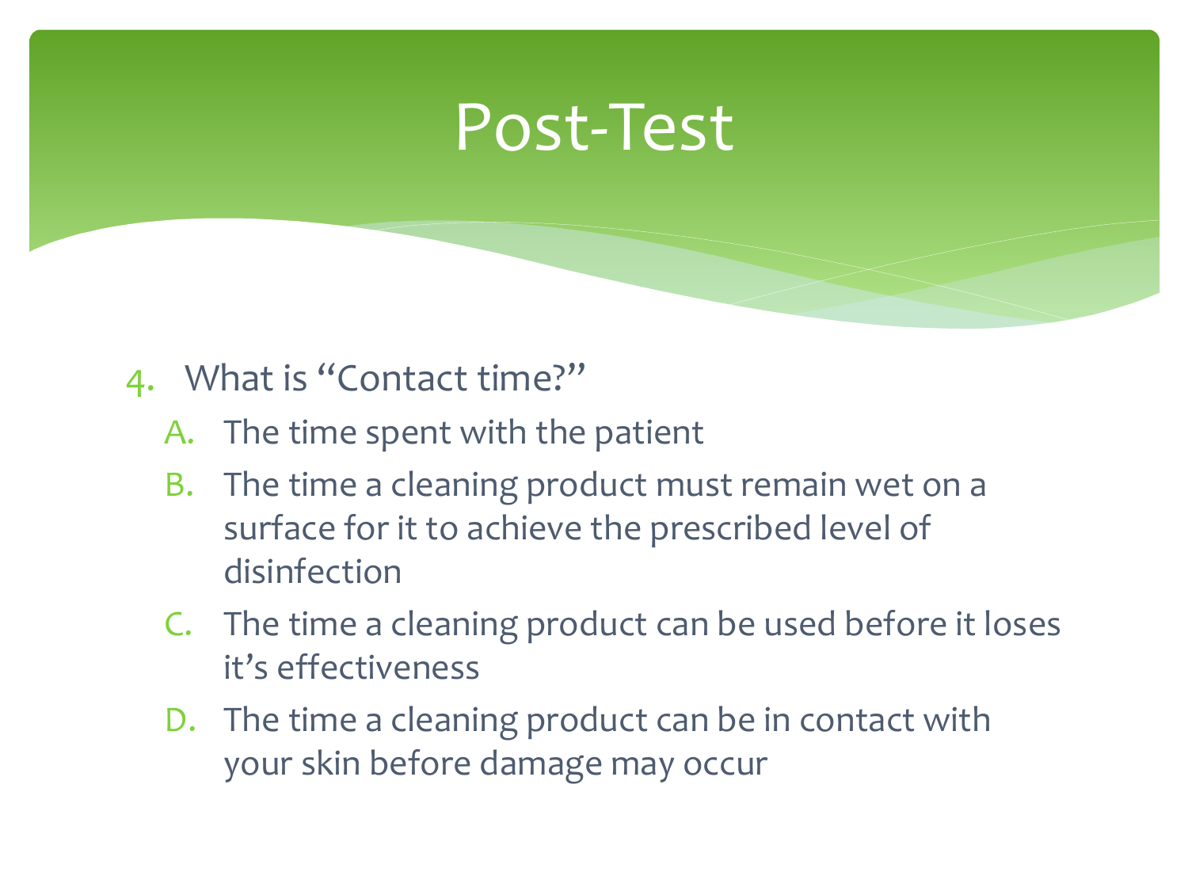# Post-Test

4. What is “Contact time?”
   A. The time spent with the patient
   B. The time a cleaning product must remain wet on a surface for it to achieve the prescribed level of disinfection
   C. The time a cleaning product can be used before it loses it’s effectiveness
   D. The time a cleaning product can be in contact with your skin before damage may occur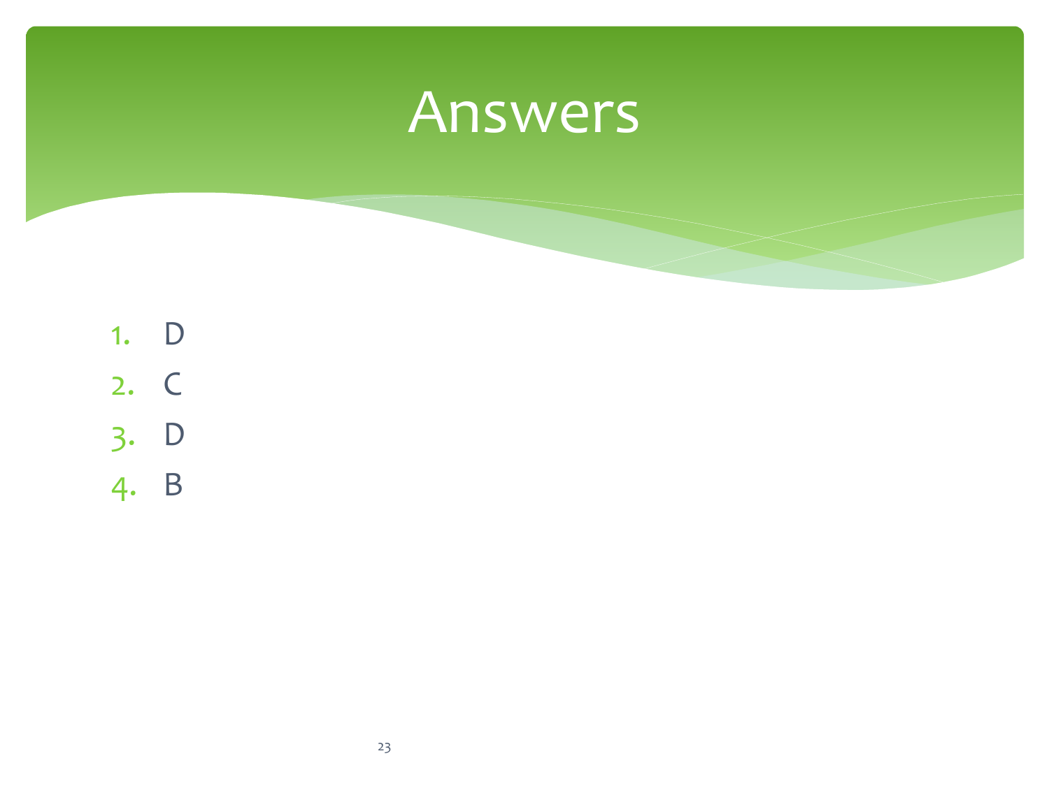# Answers

1. D
2. C
3. D
4. B